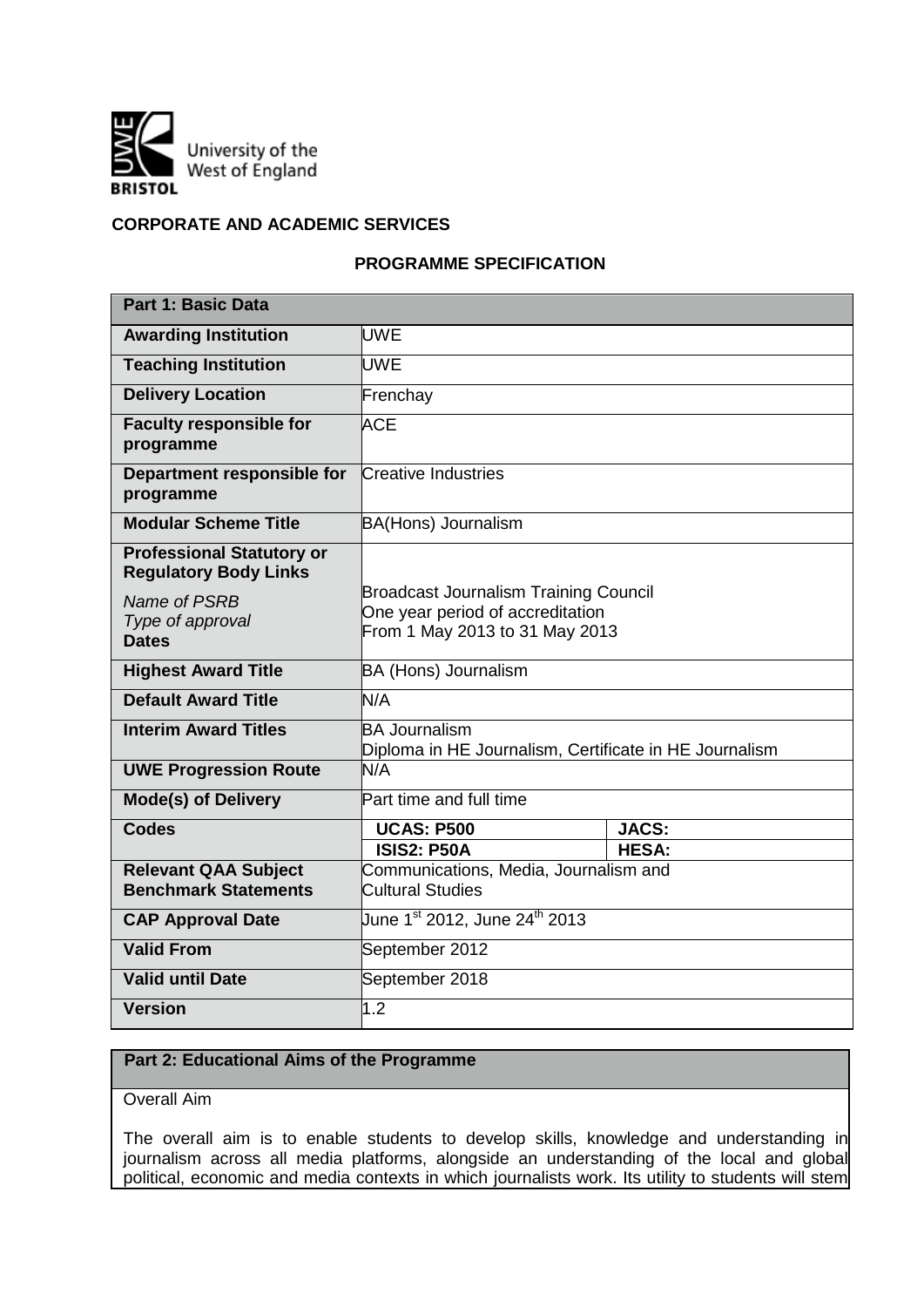University of the West of England BRISTOL

**CORPORATE AND ACADEMIC SERVICES**

## PROGRAMME SPECIFICATION

| Part 1: Basic Data | | |
|---|---|---|
| **Awarding Institution** | UWE | |
| **Teaching Institution** | UWE | |
| **Delivery Location** | Frenchay | |
| **Faculty responsible for programme** | ACE | |
| **Department responsible for programme** | Creative Industries | |
| **Modular Scheme Title** | BA(Hons) Journalism | |
| **Professional Statutory or Regulatory Body Links** *Name of PSRB* *Type of approval* **Dates** | Broadcast Journalism Training Council One year period of accreditation From 1 May 2013 to 31 May 2013 | |
| **Highest Award Title** | BA (Hons) Journalism | |
| **Default Award Title** | N/A | |
| **Interim Award Titles** | BA Journalism Diploma in HE Journalism, Certificate in HE Journalism | |
| **UWE Progression Route** | N/A | |
| **Mode(s) of Delivery** | Part time and full time | |
| **Codes** | **UCAS: P500** | **JACS:** |
| | **ISIS2: P50A** | **HESA:** |
| **Relevant QAA Subject Benchmark Statements** | Communications, Media, Journalism and Cultural Studies | |
| **CAP Approval Date** | June 1st 2012, June 24th 2013 | |
| **Valid From** | September 2012 | |
| **Valid until Date** | September 2018 | |
| **Version** | 1.2 | |

## Part 2: Educational Aims of the Programme

Overall Aim

The overall aim is to enable students to develop skills, knowledge and understanding in journalism across all media platforms, alongside an understanding of the local and global political, economic and media contexts in which journalists work. Its utility to students will stem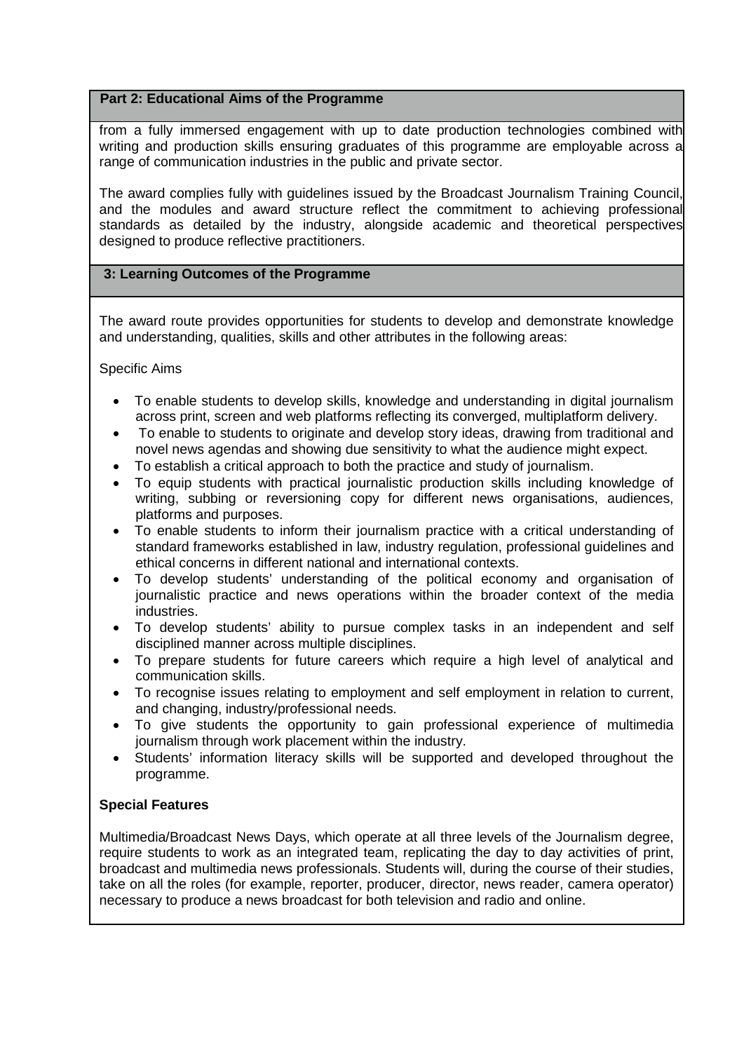## Part 2: Educational Aims of the Programme

from a fully immersed engagement with up to date production technologies combined with writing and production skills ensuring graduates of this programme are employable across a range of communication industries in the public and private sector.

The award complies fully with guidelines issued by the Broadcast Journalism Training Council, and the modules and award structure reflect the commitment to achieving professional standards as detailed by the industry, alongside academic and theoretical perspectives designed to produce reflective practitioners.

## 3: Learning Outcomes of the Programme

The award route provides opportunities for students to develop and demonstrate knowledge and understanding, qualities, skills and other attributes in the following areas:

Specific Aims

- To enable students to develop skills, knowledge and understanding in digital journalism across print, screen and web platforms reflecting its converged, multiplatform delivery.
- To enable to students to originate and develop story ideas, drawing from traditional and novel news agendas and showing due sensitivity to what the audience might expect.
- To establish a critical approach to both the practice and study of journalism.
- To equip students with practical journalistic production skills including knowledge of writing, subbing or reversioning copy for different news organisations, audiences, platforms and purposes.
- To enable students to inform their journalism practice with a critical understanding of standard frameworks established in law, industry regulation, professional guidelines and ethical concerns in different national and international contexts.
- To develop students' understanding of the political economy and organisation of journalistic practice and news operations within the broader context of the media industries.
- To develop students' ability to pursue complex tasks in an independent and self disciplined manner across multiple disciplines.
- To prepare students for future careers which require a high level of analytical and communication skills.
- To recognise issues relating to employment and self employment in relation to current, and changing, industry/professional needs.
- To give students the opportunity to gain professional experience of multimedia journalism through work placement within the industry.
- Students' information literacy skills will be supported and developed throughout the programme.

**Special Features**

Multimedia/Broadcast News Days, which operate at all three levels of the Journalism degree, require students to work as an integrated team, replicating the day to day activities of print, broadcast and multimedia news professionals. Students will, during the course of their studies, take on all the roles (for example, reporter, producer, director, news reader, camera operator) necessary to produce a news broadcast for both television and radio and online.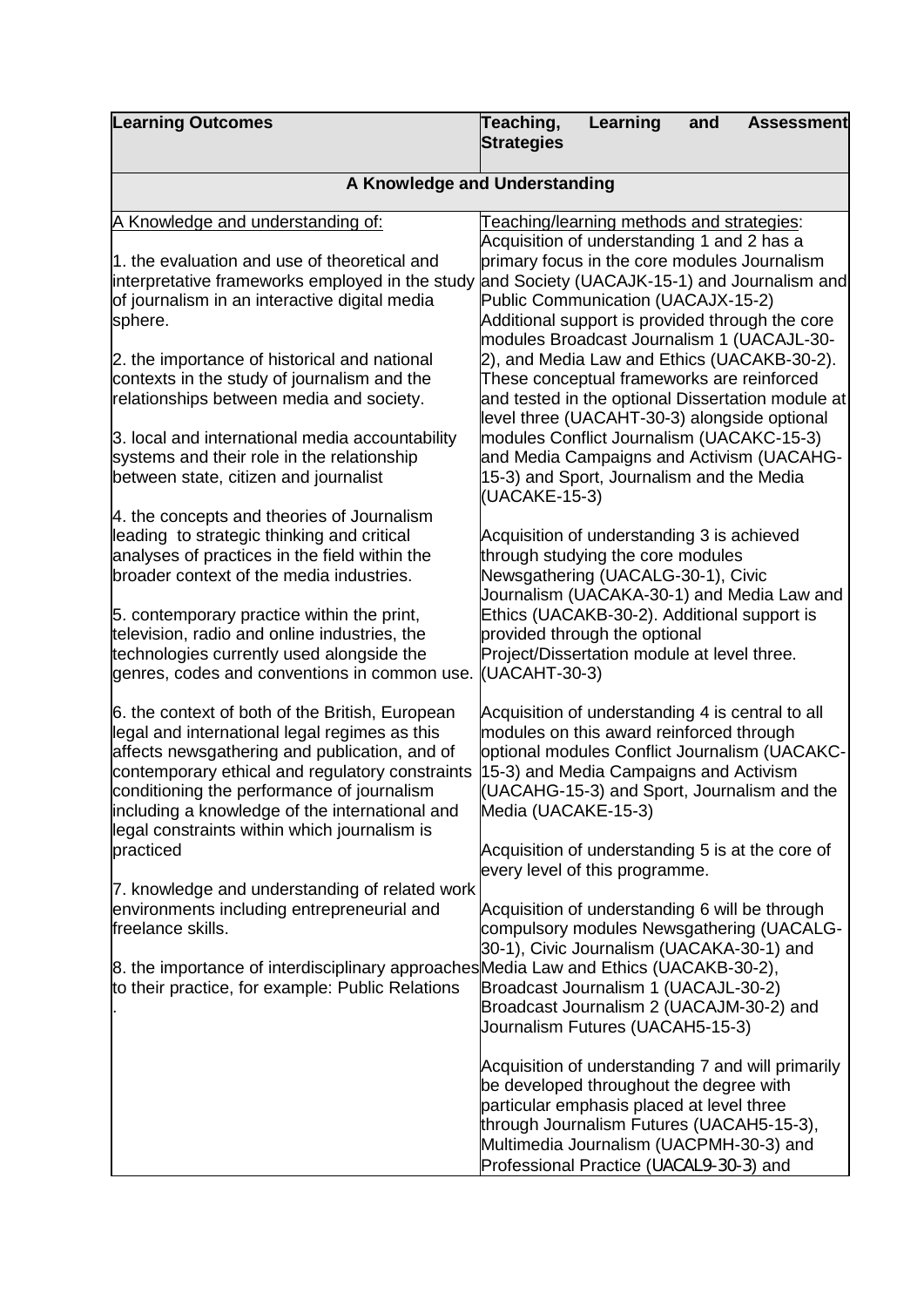| Learning Outcomes | Teaching, Learning and Assessment Strategies |
|---|---|
| **A Knowledge and Understanding** | |
| A Knowledge and understanding of:<br><br>1. the evaluation and use of theoretical and interpretative frameworks employed in the study of journalism in an interactive digital media sphere.<br><br>2. the importance of historical and national contexts in the study of journalism and the relationships between media and society.<br><br>3. local and international media accountability systems and their role in the relationship between state, citizen and journalist<br><br>4. the concepts and theories of Journalism leading to strategic thinking and critical analyses of practices in the field within the broader context of the media industries.<br><br>5. contemporary practice within the print, television, radio and online industries, the technologies currently used alongside the genres, codes and conventions in common use.<br><br>6. the context of both of the British, European legal and international legal regimes as this affects newsgathering and publication, and of contemporary ethical and regulatory constraints conditioning the performance of journalism including a knowledge of the international and legal constraints within which journalism is practiced<br><br>7. knowledge and understanding of related work environments including entrepreneurial and freelance skills.<br><br>8. the importance of interdisciplinary approaches to their practice, for example: Public Relations<br><br>. | Teaching/learning methods and strategies:<br>Acquisition of understanding 1 and 2 has a primary focus in the core modules Journalism and Society (UACAJK-15-1) and Journalism and Public Communication (UACAJX-15-2) Additional support is provided through the core modules Broadcast Journalism 1 (UACAJL-30-2), and Media Law and Ethics (UACAKB-30-2). These conceptual frameworks are reinforced and tested in the optional Dissertation module at level three (UACAHT-30-3) alongside optional modules Conflict Journalism (UACAKC-15-3) and Media Campaigns and Activism (UACAHG-15-3) and Sport, Journalism and the Media (UACAKE-15-3)<br><br>Acquisition of understanding 3 is achieved through studying the core modules Newsgathering (UACALG-30-1), Civic Journalism (UACAKA-30-1) and Media Law and Ethics (UACAKB-30-2). Additional support is provided through the optional Project/Dissertation module at level three. (UACAHT-30-3)<br><br>Acquisition of understanding 4 is central to all modules on this award reinforced through optional modules Conflict Journalism (UACAKC-15-3) and Media Campaigns and Activism (UACAHG-15-3) and Sport, Journalism and the Media (UACAKE-15-3)<br><br>Acquisition of understanding 5 is at the core of every level of this programme.<br><br>Acquisition of understanding 6 will be through compulsory modules Newsgathering (UACALG-30-1), Civic Journalism (UACAKA-30-1) and Media Law and Ethics (UACAKB-30-2), Broadcast Journalism 1 (UACAJL-30-2) Broadcast Journalism 2 (UACAJM-30-2) and Journalism Futures (UACAH5-15-3)<br><br>Acquisition of understanding 7 and will primarily be developed throughout the degree with particular emphasis placed at level three through Journalism Futures (UACAH5-15-3), Multimedia Journalism (UACPMH-30-3) and Professional Practice (UACAL9-30-3) and |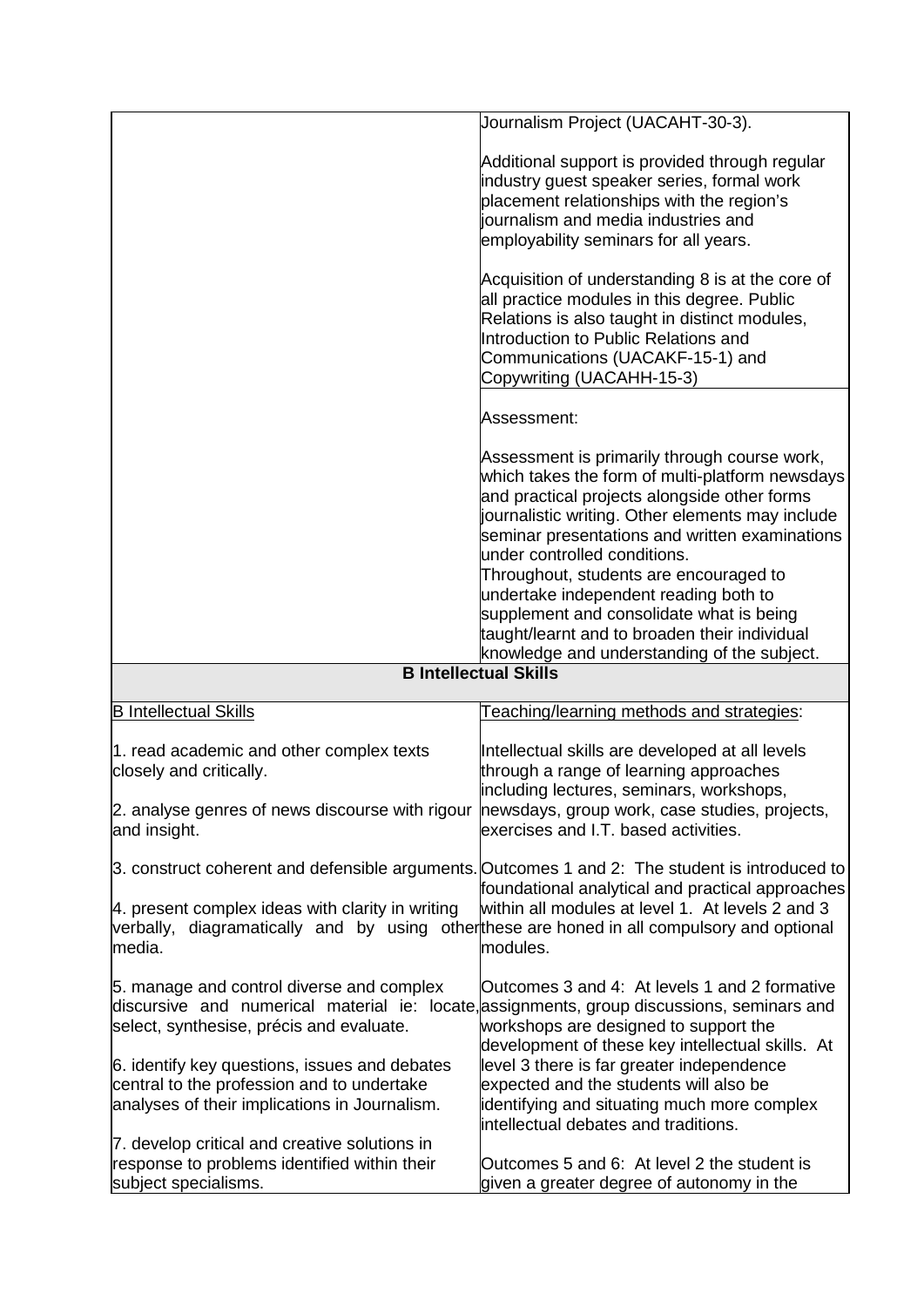| | |
|---|---|
| | Journalism Project (UACAHT-30-3).<br><br>Additional support is provided through regular industry guest speaker series, formal work placement relationships with the region's journalism and media industries and employability seminars for all years.<br><br>Acquisition of understanding 8 is at the core of all practice modules in this degree. Public Relations is also taught in distinct modules, Introduction to Public Relations and Communications (UACAKF-15-1) and Copywriting (UACAHH-15-3) |
| | Assessment:<br><br>Assessment is primarily through course work, which takes the form of multi-platform newsdays and practical projects alongside other forms journalistic writing. Other elements may include seminar presentations and written examinations under controlled conditions.<br>Throughout, students are encouraged to undertake independent reading both to supplement and consolidate what is being taught/learnt and to broaden their individual knowledge and understanding of the subject. |
| **B Intellectual Skills** | |
| B Intellectual Skills<br><br>1. read academic and other complex texts closely and critically.<br><br>2. analyse genres of news discourse with rigour and insight.<br><br>3. construct coherent and defensible arguments.<br><br>4. present complex ideas with clarity in writing verbally, diagramatically and by using other media.<br><br>5. manage and control diverse and complex discursive and numerical material ie: locate, select, synthesise, précis and evaluate.<br><br>6. identify key questions, issues and debates central to the profession and to undertake analyses of their implications in Journalism.<br><br>7. develop critical and creative solutions in response to problems identified within their subject specialisms. | Teaching/learning methods and strategies:<br><br>Intellectual skills are developed at all levels through a range of learning approaches including lectures, seminars, workshops, newsdays, group work, case studies, projects, exercises and I.T. based activities.<br><br>Outcomes 1 and 2: The student is introduced to foundational analytical and practical approaches within all modules at level 1. At levels 2 and 3 these are honed in all compulsory and optional modules.<br><br>Outcomes 3 and 4: At levels 1 and 2 formative assignments, group discussions, seminars and workshops are designed to support the development of these key intellectual skills. At level 3 there is far greater independence expected and the students will also be identifying and situating much more complex intellectual debates and traditions.<br><br>Outcomes 5 and 6: At level 2 the student is given a greater degree of autonomy in the |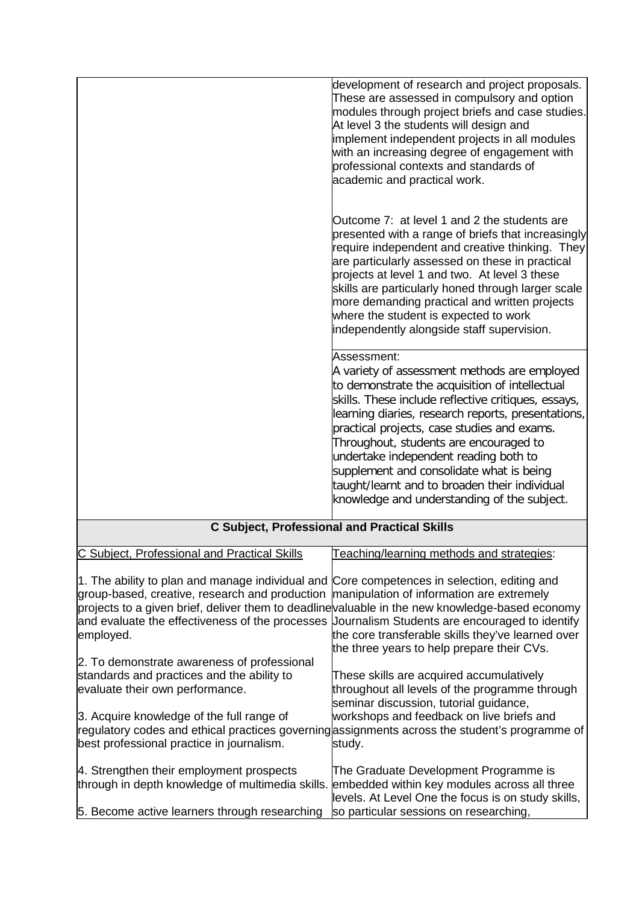| | |
|---|---|
| | development of research and project proposals. These are assessed in compulsory and option modules through project briefs and case studies. At level 3 the students will design and implement independent projects in all modules with an increasing degree of engagement with professional contexts and standards of academic and practical work.<br><br>Outcome 7: at level 1 and 2 the students are presented with a range of briefs that increasingly require independent and creative thinking. They are particularly assessed on these in practical projects at level 1 and two. At level 3 these skills are particularly honed through larger scale more demanding practical and written projects where the student is expected to work independently alongside staff supervision. |
| | Assessment:<br>A variety of assessment methods are employed to demonstrate the acquisition of intellectual skills. These include reflective critiques, essays, learning diaries, research reports, presentations, practical projects, case studies and exams. Throughout, students are encouraged to undertake independent reading both to supplement and consolidate what is being taught/learnt and to broaden their individual knowledge and understanding of the subject. |
| **C Subject, Professional and Practical Skills** | |
| C Subject, Professional and Practical Skills<br><br>1. The ability to plan and manage individual and group-based, creative, research and production projects to a given brief, deliver them to deadline and evaluate the effectiveness of the processes employed.<br><br>2. To demonstrate awareness of professional standards and practices and the ability to evaluate their own performance.<br><br>3. Acquire knowledge of the full range of regulatory codes and ethical practices governing best professional practice in journalism.<br><br>4. Strengthen their employment prospects through in depth knowledge of multimedia skills.<br><br>5. Become active learners through researching | Teaching/learning methods and strategies:<br><br>Core competences in selection, editing and manipulation of information are extremely valuable in the new knowledge-based economy Journalism Students are encouraged to identify the core transferable skills they've learned over the three years to help prepare their CVs.<br><br>These skills are acquired accumulatively throughout all levels of the programme through seminar discussion, tutorial guidance, workshops and feedback on live briefs and assignments across the student's programme of study.<br><br>The Graduate Development Programme is embedded within key modules across all three levels. At Level One the focus is on study skills, so particular sessions on researching, |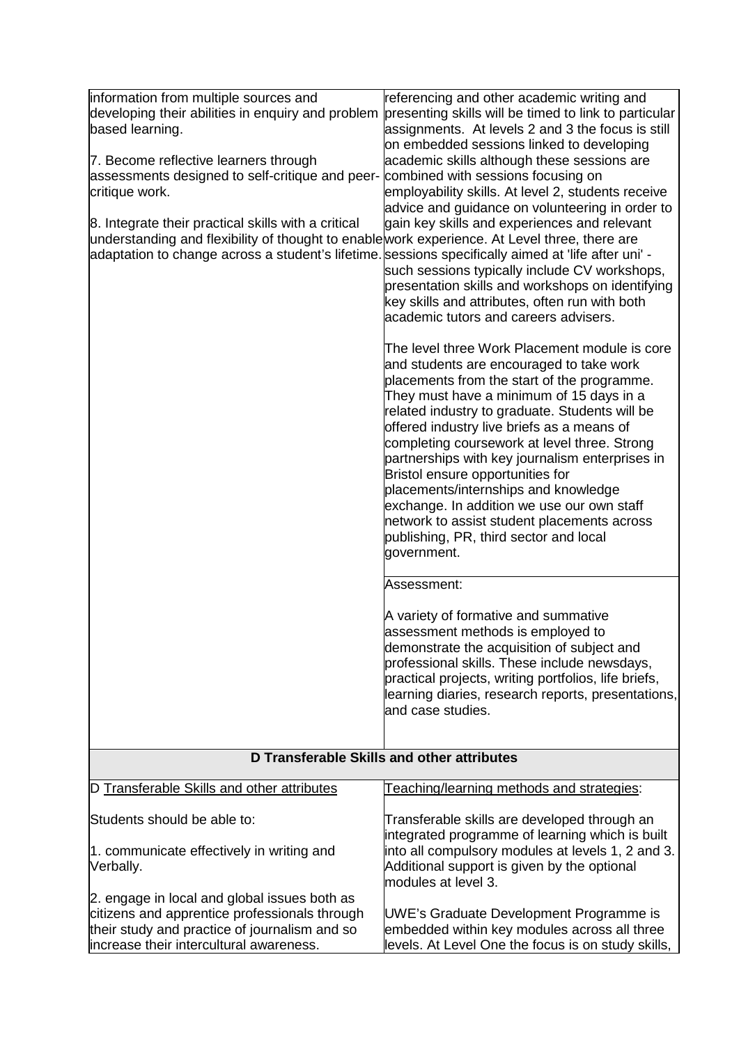| | |
|---|---|
| information from multiple sources and developing their abilities in enquiry and problem based learning.<br><br>7. Become reflective learners through assessments designed to self-critique and peer-critique work.<br><br>8. Integrate their practical skills with a critical understanding and flexibility of thought to enable adaptation to change across a student's lifetime. | referencing and other academic writing and presenting skills will be timed to link to particular assignments. At levels 2 and 3 the focus is still on embedded sessions linked to developing academic skills although these sessions are combined with sessions focusing on employability skills. At level 2, students receive advice and guidance on volunteering in order to gain key skills and experiences and relevant work experience. At Level three, there are sessions specifically aimed at 'life after uni' - such sessions typically include CV workshops, presentation skills and workshops on identifying key skills and attributes, often run with both academic tutors and careers advisers.<br><br>The level three Work Placement module is core and students are encouraged to take work placements from the start of the programme. They must have a minimum of 15 days in a related industry to graduate. Students will be offered industry live briefs as a means of completing coursework at level three. Strong partnerships with key journalism enterprises in Bristol ensure opportunities for placements/internships and knowledge exchange. In addition we use our own staff network to assist student placements across publishing, PR, third sector and local government. |
| | Assessment:<br><br>A variety of formative and summative assessment methods is employed to demonstrate the acquisition of subject and professional skills. These include newsdays, practical projects, writing portfolios, life briefs, learning diaries, research reports, presentations, and case studies. |
| **D Transferable Skills and other attributes** | |
| D Transferable Skills and other attributes<br><br>Students should be able to:<br><br>1. communicate effectively in writing and Verbally.<br><br>2. engage in local and global issues both as citizens and apprentice professionals through their study and practice of journalism and so increase their intercultural awareness. | Teaching/learning methods and strategies:<br><br>Transferable skills are developed through an integrated programme of learning which is built into all compulsory modules at levels 1, 2 and 3. Additional support is given by the optional modules at level 3.<br><br>UWE's Graduate Development Programme is embedded within key modules across all three levels. At Level One the focus is on study skills, |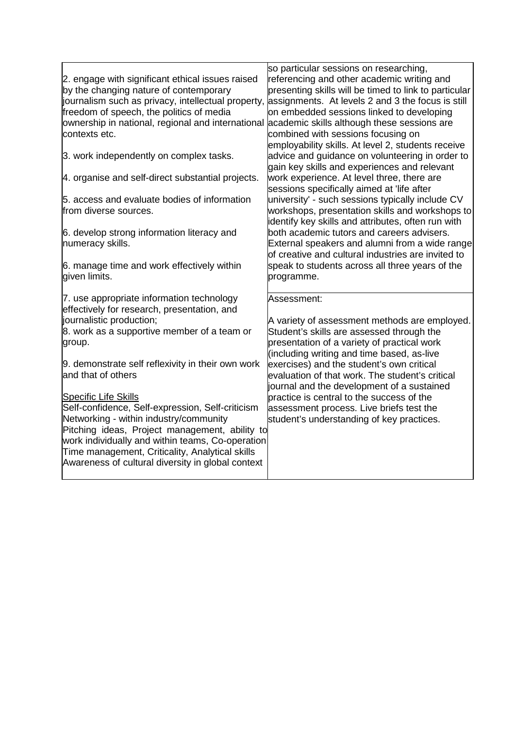| | |
|---|---|
| 2. engage with significant ethical issues raised by the changing nature of contemporary journalism such as privacy, intellectual property, freedom of speech, the politics of media ownership in national, regional and international contexts etc.<br><br>3. work independently on complex tasks.<br><br>4. organise and self-direct substantial projects.<br><br>5. access and evaluate bodies of information from diverse sources.<br><br>6. develop strong information literacy and numeracy skills.<br><br>6. manage time and work effectively within given limits.<br><br>7. use appropriate information technology effectively for research, presentation, and journalistic production;<br>8. work as a supportive member of a team or group.<br><br>9. demonstrate self reflexivity in their own work and that of others<br><br><u>Specific Life Skills</u><br>Self-confidence, Self-expression, Self-criticism<br>Networking - within industry/community<br>Pitching ideas, Project management, ability to work individually and within teams, Co-operation<br>Time management, Criticality, Analytical skills<br>Awareness of cultural diversity in global context | so particular sessions on researching, referencing and other academic writing and presenting skills will be timed to link to particular assignments. At levels 2 and 3 the focus is still on embedded sessions linked to developing academic skills although these sessions are combined with sessions focusing on employability skills. At level 2, students receive advice and guidance on volunteering in order to gain key skills and experiences and relevant work experience. At level three, there are sessions specifically aimed at 'life after university' - such sessions typically include CV workshops, presentation skills and workshops to identify key skills and attributes, often run with both academic tutors and careers advisers. External speakers and alumni from a wide range of creative and cultural industries are invited to speak to students across all three years of the programme.<br><br>Assessment:<br><br>A variety of assessment methods are employed. Student's skills are assessed through the presentation of a variety of practical work (including writing and time based, as-live exercises) and the student's own critical evaluation of that work. The student's critical journal and the development of a sustained practice is central to the success of the assessment process. Live briefs test the student's understanding of key practices. |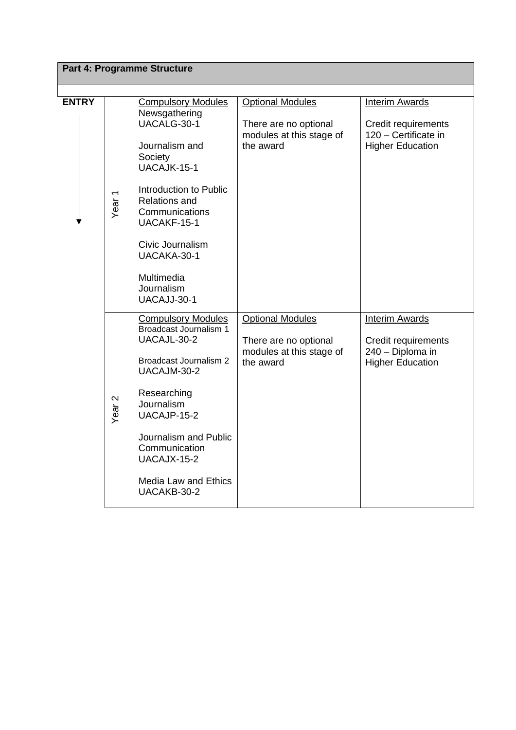## Part 4: Programme Structure

| ENTRY | | Compulsory Modules | Optional Modules | Interim Awards |
|---|---|---|---|---|
| ↓ | Year 1 | Newsgathering UACALG-30-1<br><br>Journalism and Society UACAJK-15-1<br><br>Introduction to Public Relations and Communications UACAKF-15-1<br><br>Civic Journalism UACAKA-30-1<br><br>Multimedia Journalism UACAJJ-30-1 | There are no optional modules at this stage of the award | Credit requirements 120 – Certificate in Higher Education |
| | Year 2 | Broadcast Journalism 1 UACAJL-30-2<br><br>Broadcast Journalism 2 UACAJM-30-2<br><br>Researching Journalism UACAJP-15-2<br><br>Journalism and Public Communication UACAJX-15-2<br><br>Media Law and Ethics UACAKB-30-2 | There are no optional modules at this stage of the award | Credit requirements 240 – Diploma in Higher Education |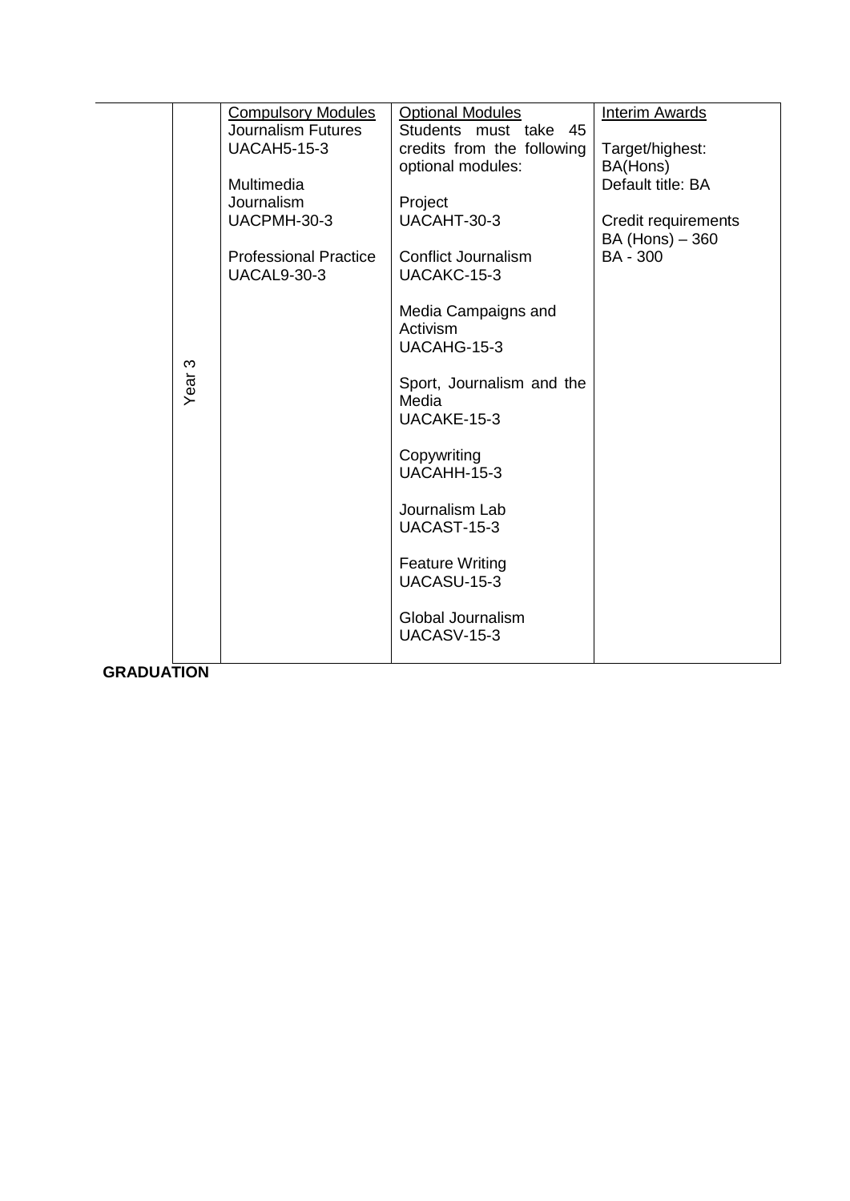| | | Compulsory Modules | Optional Modules | Interim Awards |
|---|---|---|---|---|
| | Year 3 | Journalism Futures UACAH5-15-3<br><br>Multimedia Journalism UACPMH-30-3<br><br>Professional Practice UACAL9-30-3 | Students must take 45 credits from the following optional modules:<br><br>Project UACAHT-30-3<br><br>Conflict Journalism UACAKC-15-3<br><br>Media Campaigns and Activism UACAHG-15-3<br><br>Sport, Journalism and the Media UACAKE-15-3<br><br>Copywriting UACAHH-15-3<br><br>Journalism Lab UACAST-15-3<br><br>Feature Writing UACASU-15-3<br><br>Global Journalism UACASV-15-3 | Target/highest: BA(Hons)<br>Default title: BA<br><br>Credit requirements<br>BA (Hons) – 360<br>BA - 300 |

**GRADUATION**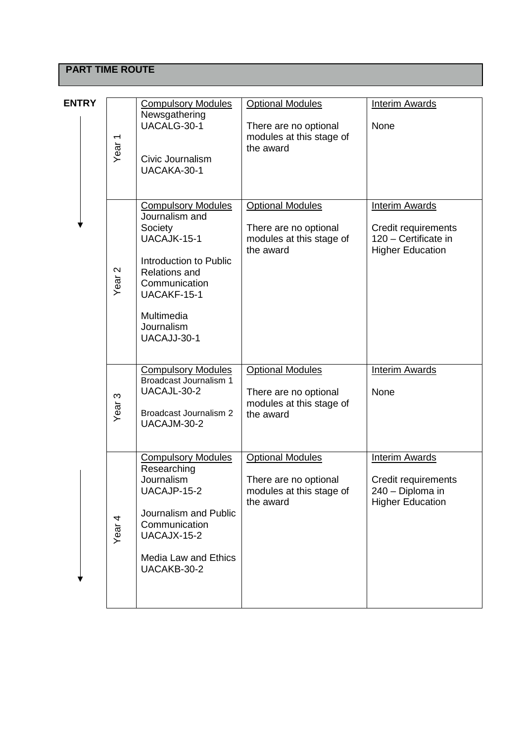**PART TIME ROUTE**

**ENTRY**

| | Compulsory Modules | Optional Modules | Interim Awards |
|---|---|---|---|
| Year 1 | Newsgathering UACALG-30-1<br><br>Civic Journalism UACAKA-30-1 | There are no optional modules at this stage of the award | None |
| Year 2 | Journalism and Society UACAJK-15-1<br><br>Introduction to Public Relations and Communication UACAKF-15-1<br><br>Multimedia Journalism UACAJJ-30-1 | There are no optional modules at this stage of the award | Credit requirements 120 – Certificate in Higher Education |
| Year 3 | Broadcast Journalism 1 UACAJL-30-2<br><br>Broadcast Journalism 2 UACAJM-30-2 | There are no optional modules at this stage of the award | None |
| Year 4 | Researching Journalism UACAJP-15-2<br><br>Journalism and Public Communication UACAJX-15-2<br><br>Media Law and Ethics UACAKB-30-2 | There are no optional modules at this stage of the award | Credit requirements 240 – Diploma in Higher Education |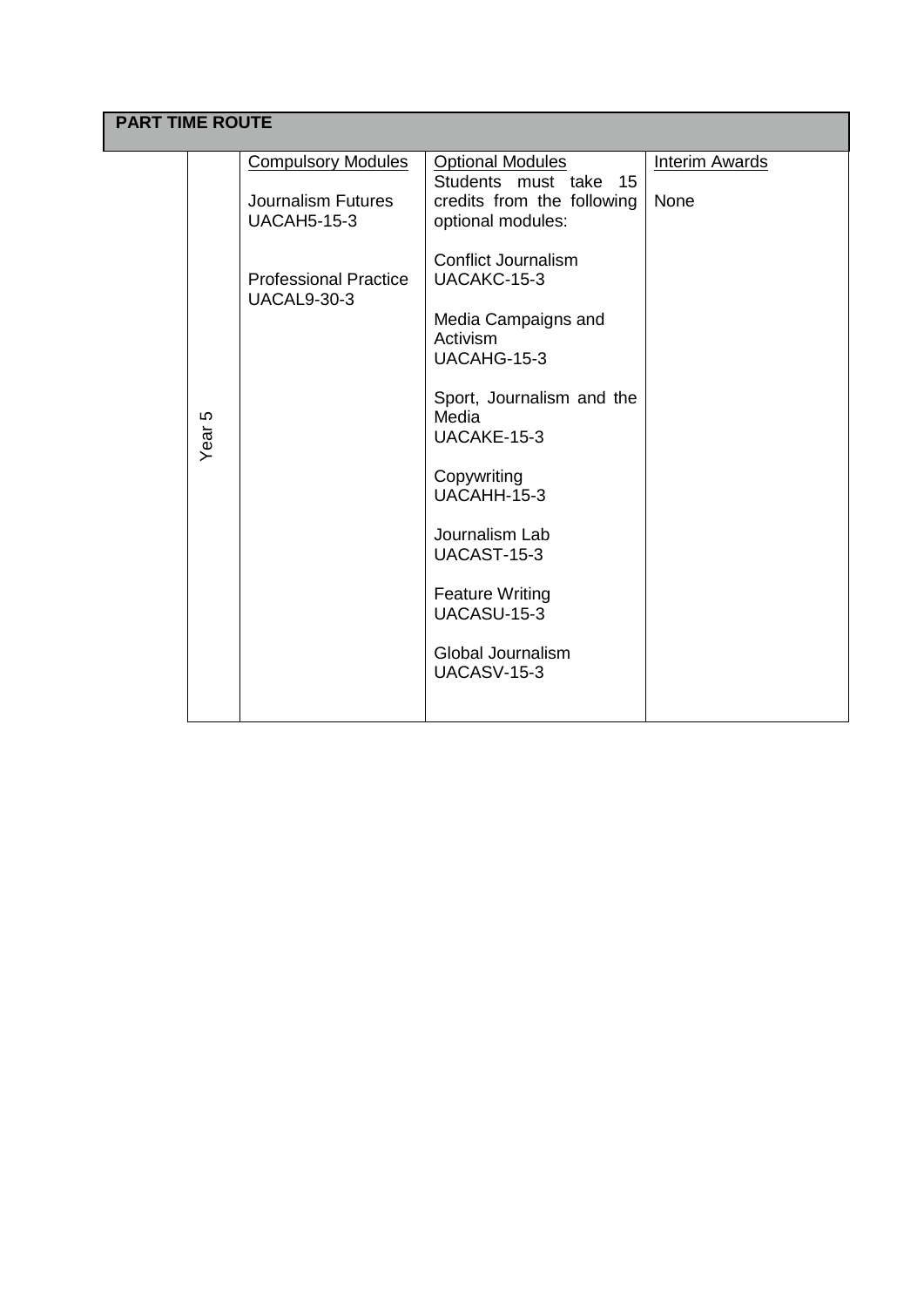| PART TIME ROUTE | | | | |
|---|---|---|---|---|
| | Year 5 | Compulsory Modules<br><br>Journalism Futures<br>UACAH5-15-3<br><br>Professional Practice<br>UACAL9-30-3 | Optional Modules<br>Students must take 15 credits from the following optional modules:<br><br>Conflict Journalism<br>UACAKC-15-3<br><br>Media Campaigns and Activism<br>UACAHG-15-3<br><br>Sport, Journalism and the Media<br>UACAKE-15-3<br><br>Copywriting<br>UACAHH-15-3<br><br>Journalism Lab<br>UACAST-15-3<br><br>Feature Writing<br>UACASU-15-3<br><br>Global Journalism<br>UACASV-15-3 | Interim Awards<br><br>None |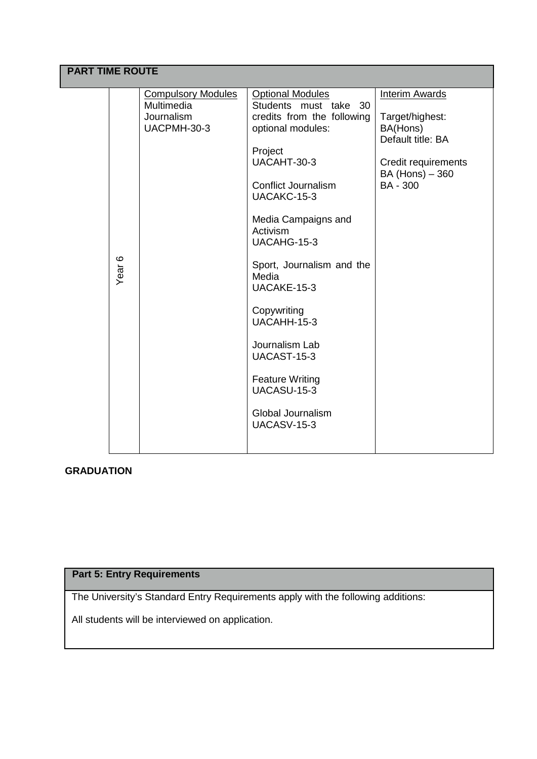| PART TIME ROUTE | | | |
|---|---|---|---|
| Year 6 | Compulsory Modules<br>Multimedia Journalism<br>UACPMH-30-3 | Optional Modules<br>Students must take 30 credits from the following optional modules:<br><br>Project<br>UACAHT-30-3<br><br>Conflict Journalism<br>UACAKC-15-3<br><br>Media Campaigns and Activism<br>UACAHG-15-3<br><br>Sport, Journalism and the Media<br>UACAKE-15-3<br><br>Copywriting<br>UACAHH-15-3<br><br>Journalism Lab<br>UACAST-15-3<br><br>Feature Writing<br>UACASU-15-3<br><br>Global Journalism<br>UACASV-15-3 | Interim Awards<br><br>Target/highest: BA(Hons)<br>Default title: BA<br><br>Credit requirements<br>BA (Hons) – 360<br>BA - 300 |

**GRADUATION**

| Part 5: Entry Requirements |
|---|
| The University's Standard Entry Requirements apply with the following additions:<br><br>All students will be interviewed on application. |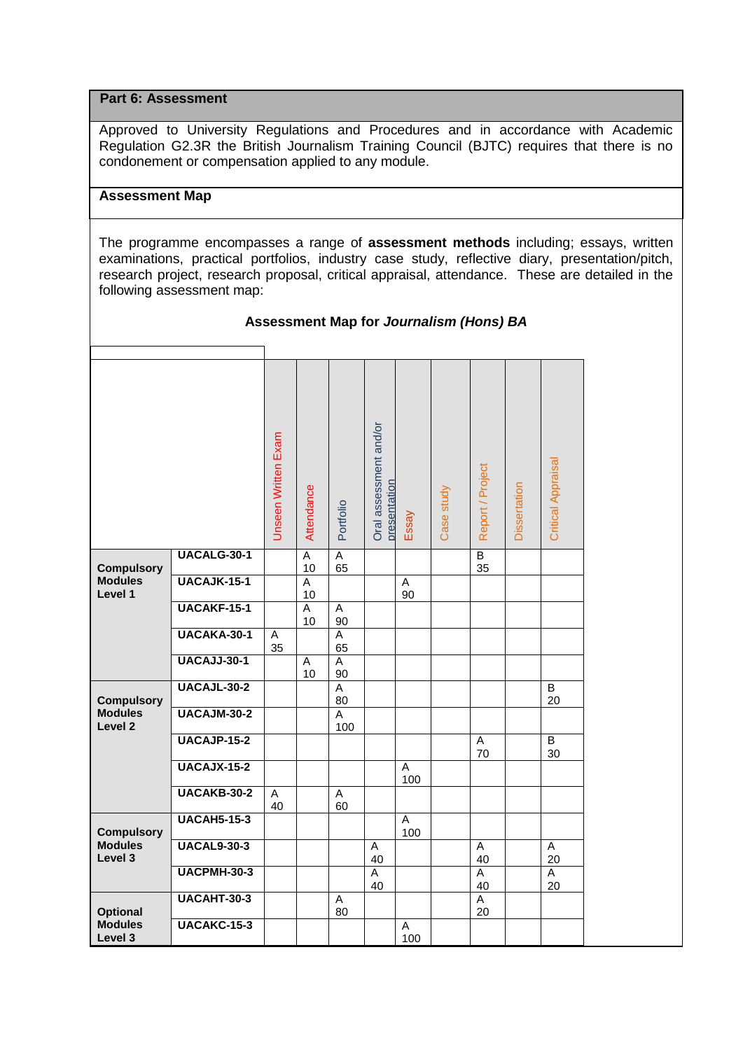## Part 6: Assessment

Approved to University Regulations and Procedures and in accordance with Academic Regulation G2.3R the British Journalism Training Council (BJTC) requires that there is no condonement or compensation applied to any module.

### Assessment Map

The programme encompasses a range of **assessment methods** including; essays, written examinations, practical portfolios, industry case study, reflective diary, presentation/pitch, research project, research proposal, critical appraisal, attendance. These are detailed in the following assessment map:

**Assessment Map for *Journalism (Hons) BA***

| | | Unseen Written Exam | Attendance | Portfolio | Oral assessment and/or presentation | Essay | Case study | Report / Project | Dissertation | Critical Appraisal |
|---|---|---|---|---|---|---|---|---|---|---|
| **Compulsory Modules Level 1** | **UACALG-30-1** | | A 10 | A 65 | | | | B 35 | | |
| | **UACAJK-15-1** | | A 10 | | | A 90 | | | | |
| | **UACAKF-15-1** | | A 10 | A 90 | | | | | | |
| | **UACAKA-30-1** | A 35 | | A 65 | | | | | | |
| | **UACAJJ-30-1** | | A 10 | A 90 | | | | | | |
| **Compulsory Modules Level 2** | **UACAJL-30-2** | | | A 80 | | | | | | B 20 |
| | **UACAJM-30-2** | | | A 100 | | | | | | |
| | **UACAJP-15-2** | | | | | | | A 70 | | B 30 |
| | **UACAJX-15-2** | | | | | A 100 | | | | |
| | **UACAKB-30-2** | A 40 | | A 60 | | | | | | |
| **Compulsory Modules Level 3** | **UACAH5-15-3** | | | | | A 100 | | | | |
| | **UACAL9-30-3** | | | | A 40 | | | A 40 | | A 20 |
| | **UACPMH-30-3** | | | | A 40 | | | A 40 | | A 20 |
| **Optional Modules Level 3** | **UACAHT-30-3** | | | A 80 | | | | A 20 | | |
| | **UACAKC-15-3** | | | | | A 100 | | | | |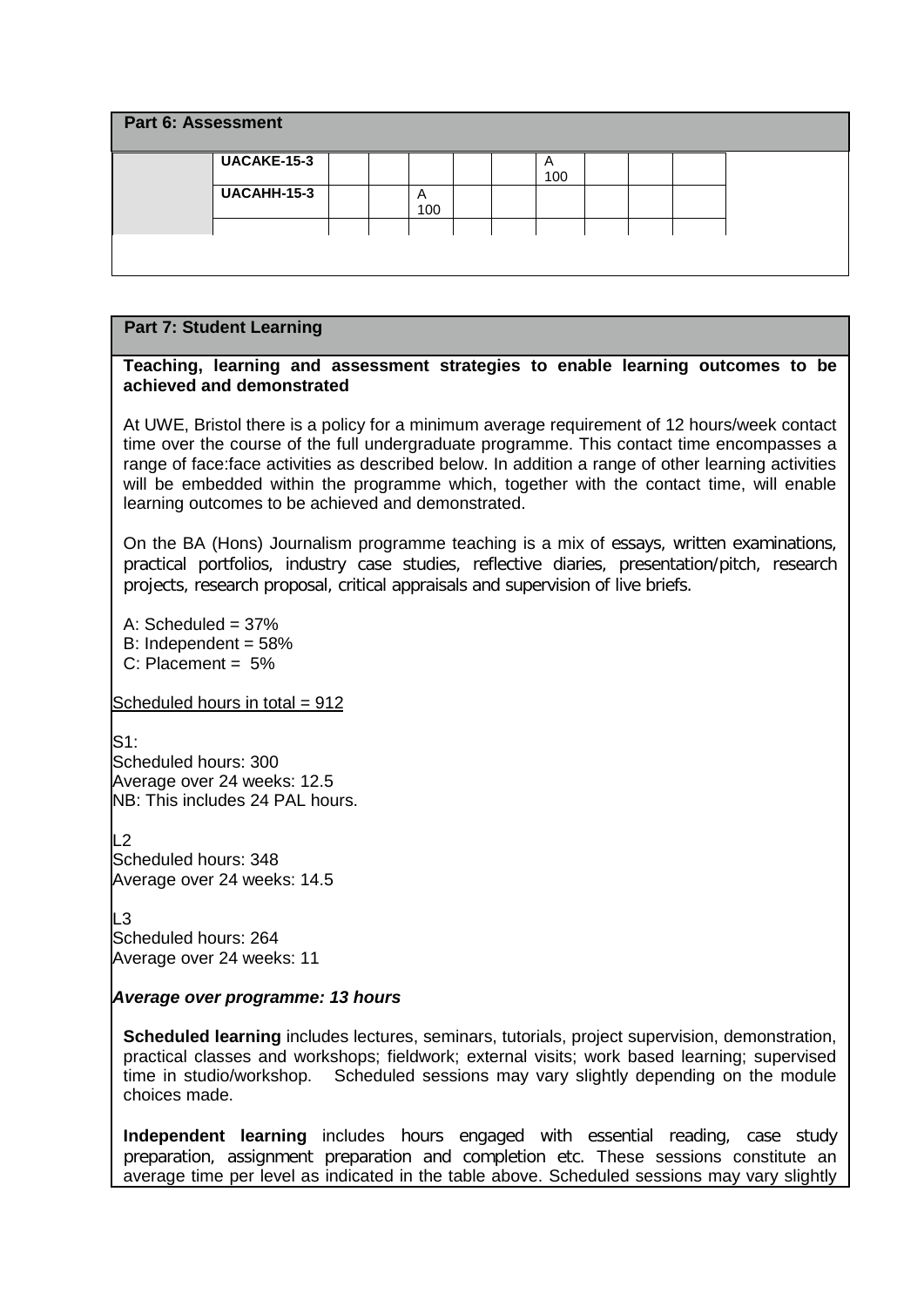## Part 6: Assessment

| | | | | | | | | | | |
|---|---|---|---|---|---|---|---|---|---|---|
| | **UACAKE-15-3** | | | | | | A 100 | | | |
| | **UACAHH-15-3** | | | A 100 | | | | | | |
| | | | | | | | | | | |

## Part 7: Student Learning

**Teaching, learning and assessment strategies to enable learning outcomes to be achieved and demonstrated**

At UWE, Bristol there is a policy for a minimum average requirement of 12 hours/week contact time over the course of the full undergraduate programme. This contact time encompasses a range of face:face activities as described below. In addition a range of other learning activities will be embedded within the programme which, together with the contact time, will enable learning outcomes to be achieved and demonstrated.

On the BA (Hons) Journalism programme teaching is a mix of essays, written examinations, practical portfolios, industry case studies, reflective diaries, presentation/pitch, research projects, research proposal, critical appraisals and supervision of live briefs.

A: Scheduled = 37%
B: Independent = 58%
C: Placement = 5%

Scheduled hours in total = 912

S1:
Scheduled hours: 300
Average over 24 weeks: 12.5
NB: This includes 24 PAL hours.

L2
Scheduled hours: 348
Average over 24 weeks: 14.5

L3
Scheduled hours: 264
Average over 24 weeks: 11

***Average over programme: 13 hours***

**Scheduled learning** includes lectures, seminars, tutorials, project supervision, demonstration, practical classes and workshops; fieldwork; external visits; work based learning; supervised time in studio/workshop. Scheduled sessions may vary slightly depending on the module choices made.

**Independent learning** includes hours engaged with essential reading, case study preparation, assignment preparation and completion etc. These sessions constitute an average time per level as indicated in the table above. Scheduled sessions may vary slightly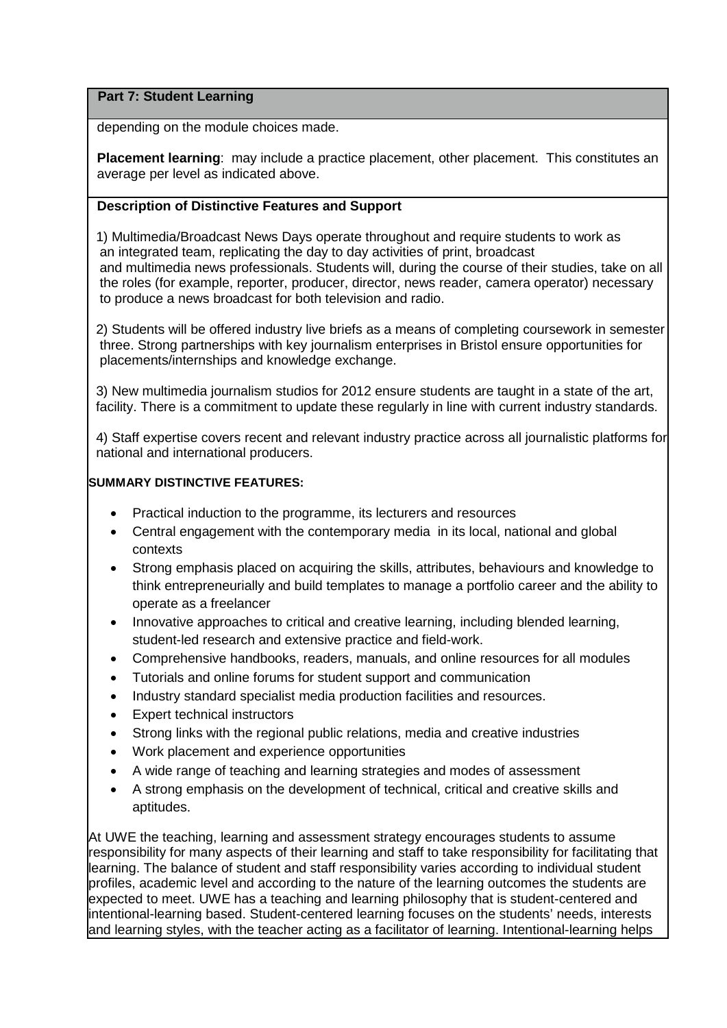## Part 7: Student Learning

depending on the module choices made.

**Placement learning**: may include a practice placement, other placement. This constitutes an average per level as indicated above.

### Description of Distinctive Features and Support

1) Multimedia/Broadcast News Days operate throughout and require students to work as an integrated team, replicating the day to day activities of print, broadcast and multimedia news professionals. Students will, during the course of their studies, take on all the roles (for example, reporter, producer, director, news reader, camera operator) necessary to produce a news broadcast for both television and radio.

2) Students will be offered industry live briefs as a means of completing coursework in semester three. Strong partnerships with key journalism enterprises in Bristol ensure opportunities for placements/internships and knowledge exchange.

3) New multimedia journalism studios for 2012 ensure students are taught in a state of the art, facility. There is a commitment to update these regularly in line with current industry standards.

4) Staff expertise covers recent and relevant industry practice across all journalistic platforms for national and international producers.

**SUMMARY DISTINCTIVE FEATURES:**

- Practical induction to the programme, its lecturers and resources
- Central engagement with the contemporary media in its local, national and global contexts
- Strong emphasis placed on acquiring the skills, attributes, behaviours and knowledge to think entrepreneurially and build templates to manage a portfolio career and the ability to operate as a freelancer
- Innovative approaches to critical and creative learning, including blended learning, student-led research and extensive practice and field-work.
- Comprehensive handbooks, readers, manuals, and online resources for all modules
- Tutorials and online forums for student support and communication
- Industry standard specialist media production facilities and resources.
- Expert technical instructors
- Strong links with the regional public relations, media and creative industries
- Work placement and experience opportunities
- A wide range of teaching and learning strategies and modes of assessment
- A strong emphasis on the development of technical, critical and creative skills and aptitudes.

At UWE the teaching, learning and assessment strategy encourages students to assume responsibility for many aspects of their learning and staff to take responsibility for facilitating that learning. The balance of student and staff responsibility varies according to individual student profiles, academic level and according to the nature of the learning outcomes the students are expected to meet. UWE has a teaching and learning philosophy that is student-centered and intentional-learning based. Student-centered learning focuses on the students' needs, interests and learning styles, with the teacher acting as a facilitator of learning. Intentional-learning helps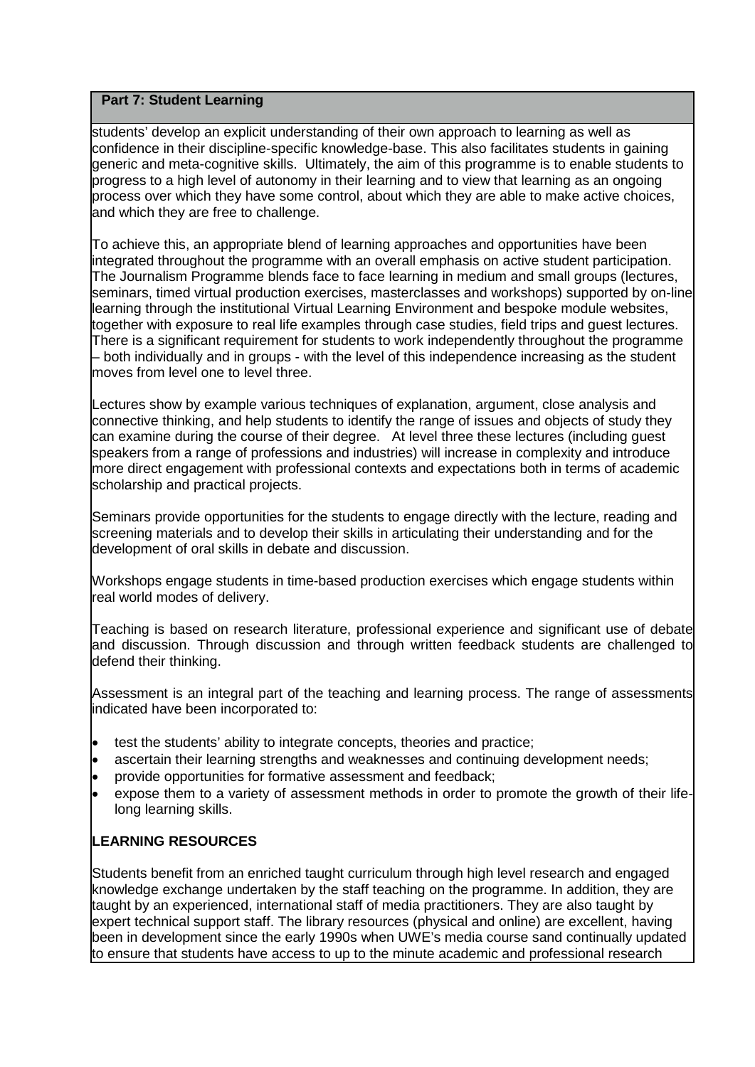**Part 7: Student Learning**

students' develop an explicit understanding of their own approach to learning as well as confidence in their discipline-specific knowledge-base. This also facilitates students in gaining generic and meta-cognitive skills. Ultimately, the aim of this programme is to enable students to progress to a high level of autonomy in their learning and to view that learning as an ongoing process over which they have some control, about which they are able to make active choices, and which they are free to challenge.

To achieve this, an appropriate blend of learning approaches and opportunities have been integrated throughout the programme with an overall emphasis on active student participation. The Journalism Programme blends face to face learning in medium and small groups (lectures, seminars, timed virtual production exercises, masterclasses and workshops) supported by on-line learning through the institutional Virtual Learning Environment and bespoke module websites, together with exposure to real life examples through case studies, field trips and guest lectures. There is a significant requirement for students to work independently throughout the programme – both individually and in groups - with the level of this independence increasing as the student moves from level one to level three.

Lectures show by example various techniques of explanation, argument, close analysis and connective thinking, and help students to identify the range of issues and objects of study they can examine during the course of their degree. At level three these lectures (including guest speakers from a range of professions and industries) will increase in complexity and introduce more direct engagement with professional contexts and expectations both in terms of academic scholarship and practical projects.

Seminars provide opportunities for the students to engage directly with the lecture, reading and screening materials and to develop their skills in articulating their understanding and for the development of oral skills in debate and discussion.

Workshops engage students in time-based production exercises which engage students within real world modes of delivery.

Teaching is based on research literature, professional experience and significant use of debate and discussion. Through discussion and through written feedback students are challenged to defend their thinking.

Assessment is an integral part of the teaching and learning process. The range of assessments indicated have been incorporated to:

- test the students' ability to integrate concepts, theories and practice;
- ascertain their learning strengths and weaknesses and continuing development needs;
- provide opportunities for formative assessment and feedback;
- expose them to a variety of assessment methods in order to promote the growth of their life-long learning skills.

**LEARNING RESOURCES**

Students benefit from an enriched taught curriculum through high level research and engaged knowledge exchange undertaken by the staff teaching on the programme. In addition, they are taught by an experienced, international staff of media practitioners. They are also taught by expert technical support staff. The library resources (physical and online) are excellent, having been in development since the early 1990s when UWE's media course sand continually updated to ensure that students have access to up to the minute academic and professional research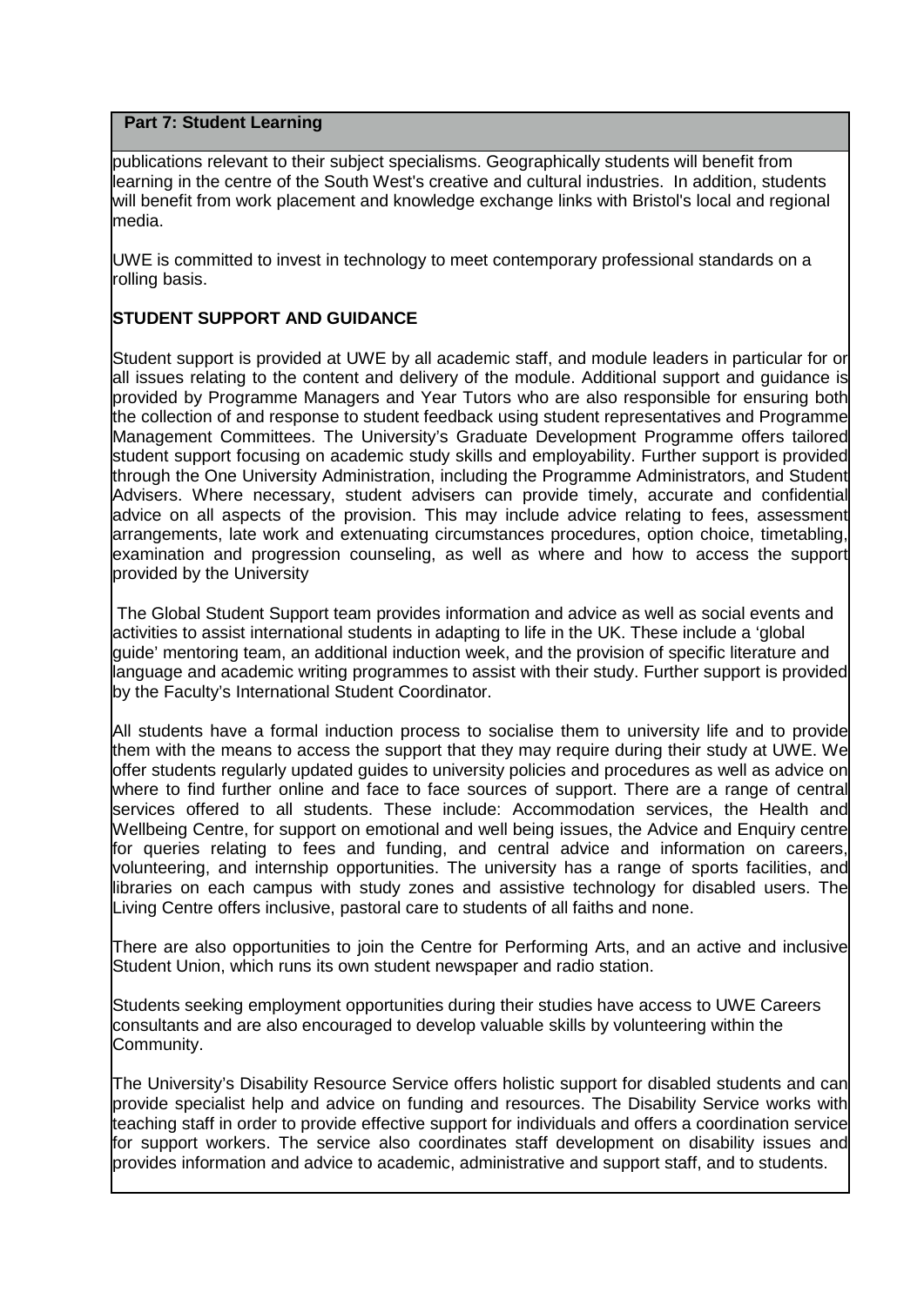**Part 7: Student Learning**

publications relevant to their subject specialisms. Geographically students will benefit from learning in the centre of the South West's creative and cultural industries. In addition, students will benefit from work placement and knowledge exchange links with Bristol's local and regional media.

UWE is committed to invest in technology to meet contemporary professional standards on a rolling basis.

**STUDENT SUPPORT AND GUIDANCE**

Student support is provided at UWE by all academic staff, and module leaders in particular for or all issues relating to the content and delivery of the module. Additional support and guidance is provided by Programme Managers and Year Tutors who are also responsible for ensuring both the collection of and response to student feedback using student representatives and Programme Management Committees. The University's Graduate Development Programme offers tailored student support focusing on academic study skills and employability. Further support is provided through the One University Administration, including the Programme Administrators, and Student Advisers. Where necessary, student advisers can provide timely, accurate and confidential advice on all aspects of the provision. This may include advice relating to fees, assessment arrangements, late work and extenuating circumstances procedures, option choice, timetabling, examination and progression counseling, as well as where and how to access the support provided by the University

The Global Student Support team provides information and advice as well as social events and activities to assist international students in adapting to life in the UK. These include a 'global guide' mentoring team, an additional induction week, and the provision of specific literature and language and academic writing programmes to assist with their study. Further support is provided by the Faculty's International Student Coordinator.

All students have a formal induction process to socialise them to university life and to provide them with the means to access the support that they may require during their study at UWE. We offer students regularly updated guides to university policies and procedures as well as advice on where to find further online and face to face sources of support. There are a range of central services offered to all students. These include: Accommodation services, the Health and Wellbeing Centre, for support on emotional and well being issues, the Advice and Enquiry centre for queries relating to fees and funding, and central advice and information on careers, volunteering, and internship opportunities. The university has a range of sports facilities, and libraries on each campus with study zones and assistive technology for disabled users. The Living Centre offers inclusive, pastoral care to students of all faiths and none.

There are also opportunities to join the Centre for Performing Arts, and an active and inclusive Student Union, which runs its own student newspaper and radio station.

Students seeking employment opportunities during their studies have access to UWE Careers consultants and are also encouraged to develop valuable skills by volunteering within the Community.

The University's Disability Resource Service offers holistic support for disabled students and can provide specialist help and advice on funding and resources. The Disability Service works with teaching staff in order to provide effective support for individuals and offers a coordination service for support workers. The service also coordinates staff development on disability issues and provides information and advice to academic, administrative and support staff, and to students.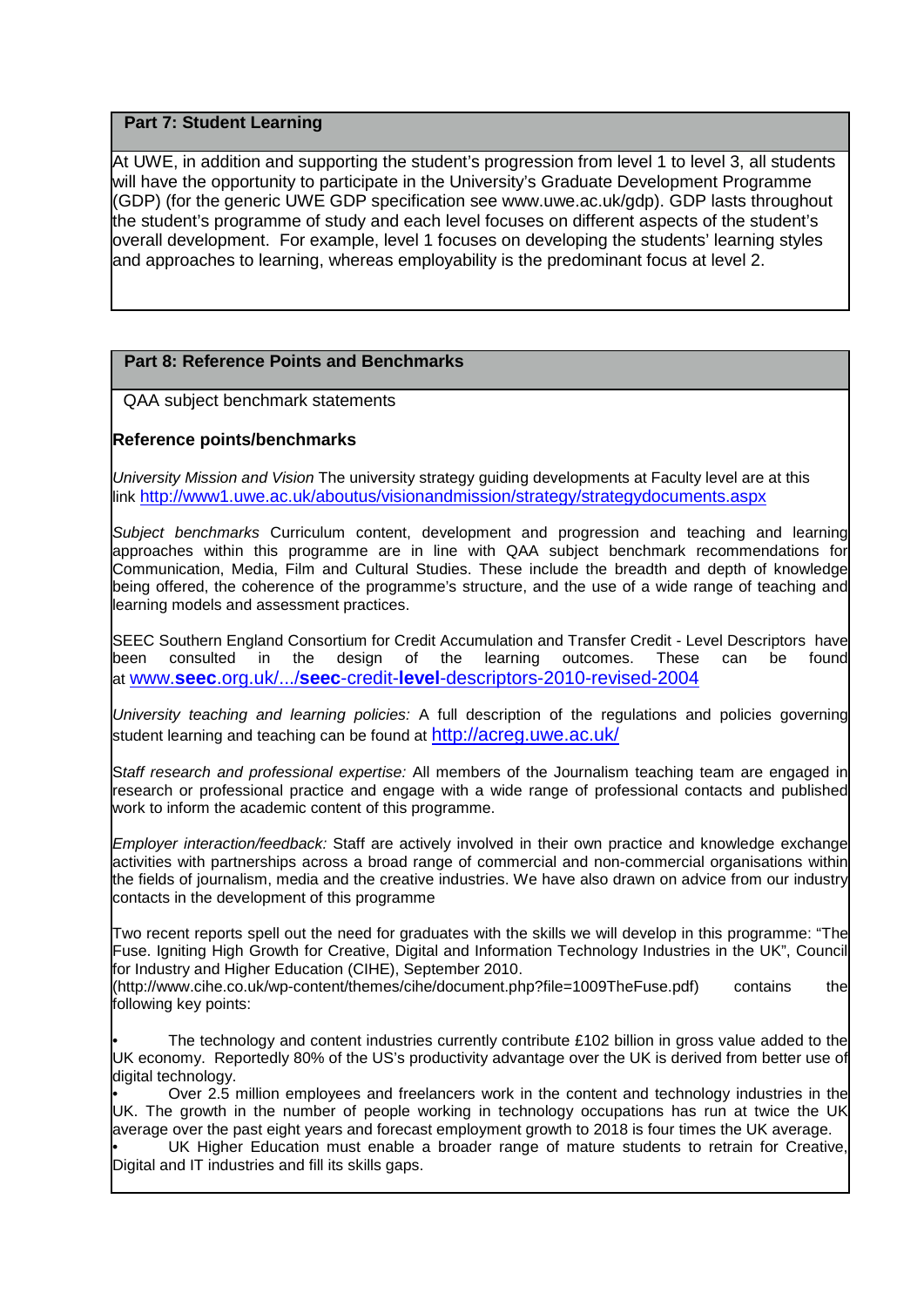## Part 7: Student Learning

At UWE, in addition and supporting the student's progression from level 1 to level 3, all students will have the opportunity to participate in the University's Graduate Development Programme (GDP) (for the generic UWE GDP specification see www.uwe.ac.uk/gdp). GDP lasts throughout the student's programme of study and each level focuses on different aspects of the student's overall development. For example, level 1 focuses on developing the students' learning styles and approaches to learning, whereas employability is the predominant focus at level 2.

## Part 8: Reference Points and Benchmarks

QAA subject benchmark statements

**Reference points/benchmarks**

*University Mission and Vision* The university strategy guiding developments at Faculty level are at this link http://www1.uwe.ac.uk/aboutus/visionandmission/strategy/strategydocuments.aspx

*Subject benchmarks* Curriculum content, development and progression and teaching and learning approaches within this programme are in line with QAA subject benchmark recommendations for Communication, Media, Film and Cultural Studies. These include the breadth and depth of knowledge being offered, the coherence of the programme's structure, and the use of a wide range of teaching and learning models and assessment practices.

SEEC Southern England Consortium for Credit Accumulation and Transfer Credit - Level Descriptors have been consulted in the design of the learning outcomes. These can be found at www.**seec**.org.uk/.../**seec**-credit-**level**-descriptors-2010-revised-2004

*University teaching and learning policies:* A full description of the regulations and policies governing student learning and teaching can be found at http://acreg.uwe.ac.uk/

*Staff research and professional expertise:* All members of the Journalism teaching team are engaged in research or professional practice and engage with a wide range of professional contacts and published work to inform the academic content of this programme.

*Employer interaction/feedback:* Staff are actively involved in their own practice and knowledge exchange activities with partnerships across a broad range of commercial and non-commercial organisations within the fields of journalism, media and the creative industries. We have also drawn on advice from our industry contacts in the development of this programme

Two recent reports spell out the need for graduates with the skills we will develop in this programme: "The Fuse. Igniting High Growth for Creative, Digital and Information Technology Industries in the UK", Council for Industry and Higher Education (CIHE), September 2010. (http://www.cihe.co.uk/wp-content/themes/cihe/document.php?file=1009TheFuse.pdf) contains the following key points:

- The technology and content industries currently contribute £102 billion in gross value added to the UK economy. Reportedly 80% of the US's productivity advantage over the UK is derived from better use of digital technology.
- Over 2.5 million employees and freelancers work in the content and technology industries in the UK. The growth in the number of people working in technology occupations has run at twice the UK average over the past eight years and forecast employment growth to 2018 is four times the UK average.
- UK Higher Education must enable a broader range of mature students to retrain for Creative, Digital and IT industries and fill its skills gaps.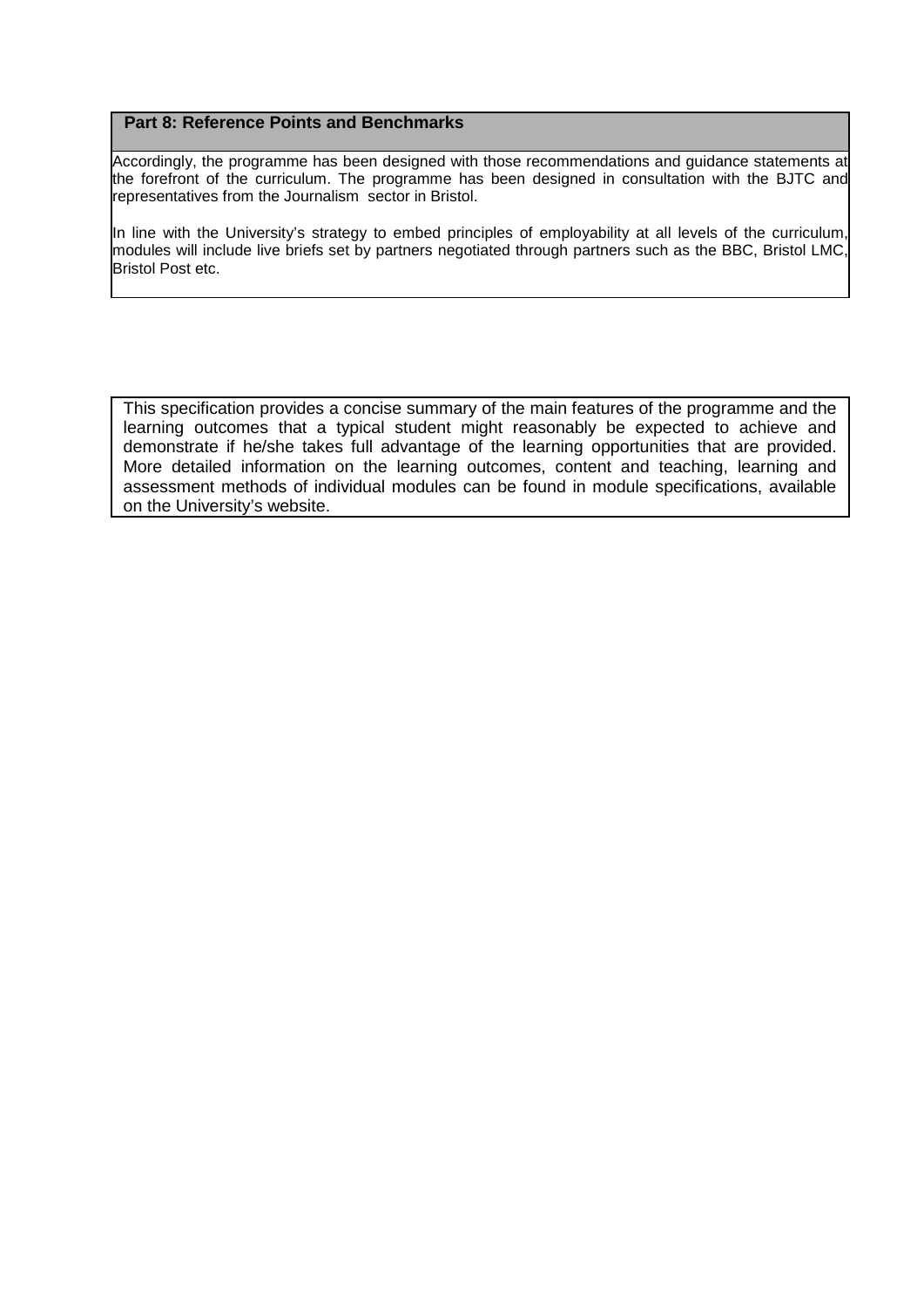## Part 8: Reference Points and Benchmarks

Accordingly, the programme has been designed with those recommendations and guidance statements at the forefront of the curriculum. The programme has been designed in consultation with the BJTC and representatives from the Journalism sector in Bristol.

In line with the University's strategy to embed principles of employability at all levels of the curriculum, modules will include live briefs set by partners negotiated through partners such as the BBC, Bristol LMC, Bristol Post etc.

This specification provides a concise summary of the main features of the programme and the learning outcomes that a typical student might reasonably be expected to achieve and demonstrate if he/she takes full advantage of the learning opportunities that are provided. More detailed information on the learning outcomes, content and teaching, learning and assessment methods of individual modules can be found in module specifications, available on the University's website.